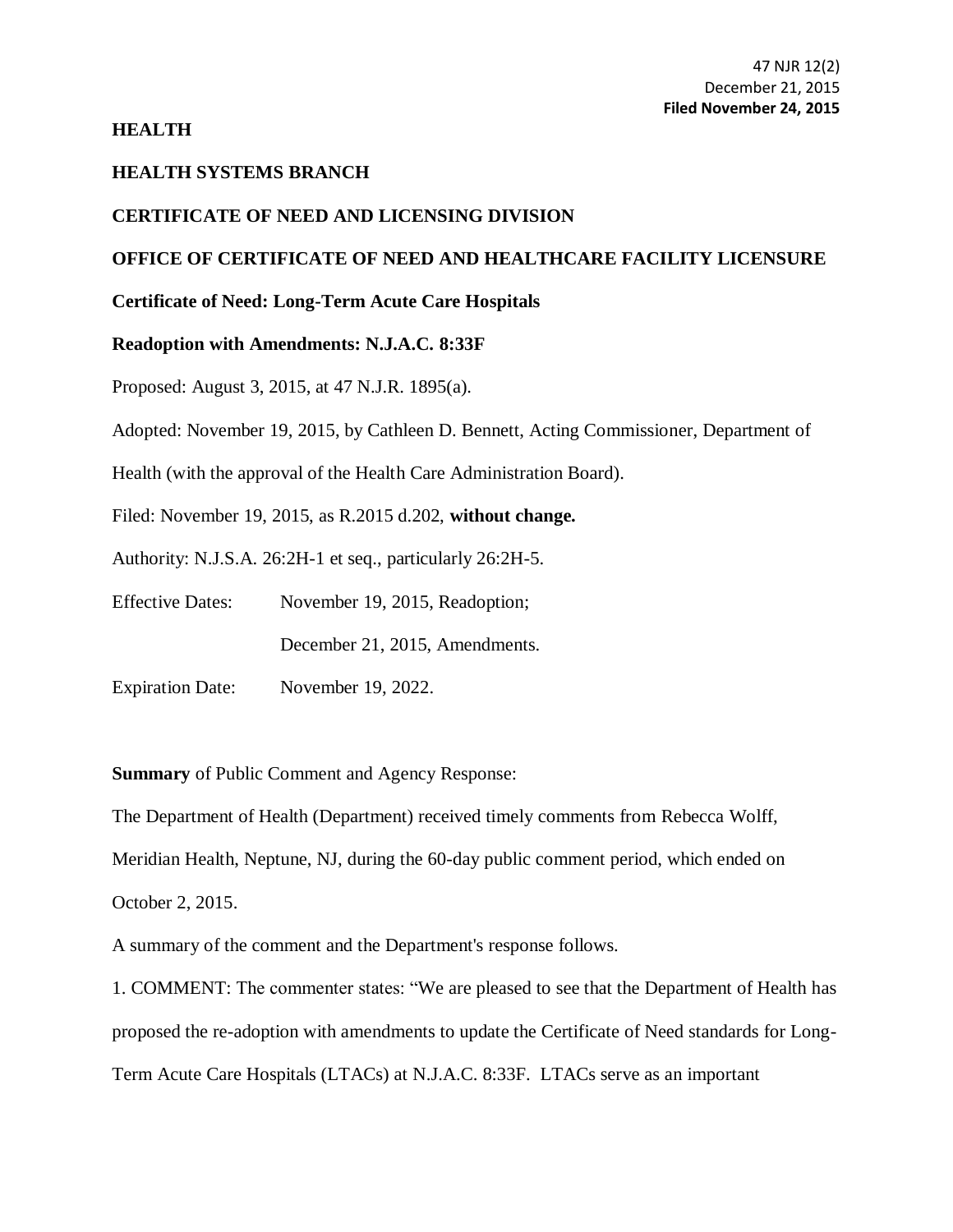47 NJR 12(2)
December 21, 2015
**Filed November 24, 2015**

**HEALTH**

**HEALTH SYSTEMS BRANCH**

**CERTIFICATE OF NEED AND LICENSING DIVISION**

**OFFICE OF CERTIFICATE OF NEED AND HEALTHCARE FACILITY LICENSURE**

**Certificate of Need: Long-Term Acute Care Hospitals**

**Readoption with Amendments: N.J.A.C. 8:33F**

Proposed: August 3, 2015, at 47 N.J.R. 1895(a).

Adopted: November 19, 2015, by Cathleen D. Bennett, Acting Commissioner, Department of Health (with the approval of the Health Care Administration Board).

Filed: November 19, 2015, as R.2015 d.202, **without change.**

Authority: N.J.S.A. 26:2H-1 et seq., particularly 26:2H-5.

Effective Dates: November 19, 2015, Readoption;

December 21, 2015, Amendments.

Expiration Date: November 19, 2022.

**Summary** of Public Comment and Agency Response:

The Department of Health (Department) received timely comments from Rebecca Wolff, Meridian Health, Neptune, NJ, during the 60-day public comment period, which ended on October 2, 2015.

A summary of the comment and the Department's response follows.

1. COMMENT: The commenter states: "We are pleased to see that the Department of Health has proposed the re-adoption with amendments to update the Certificate of Need standards for Long-Term Acute Care Hospitals (LTACs) at N.J.A.C. 8:33F. LTACs serve as an important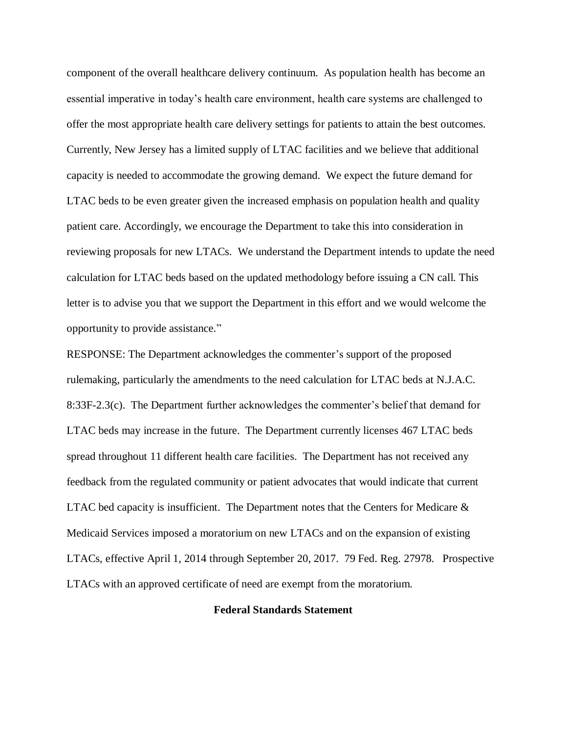component of the overall healthcare delivery continuum. As population health has become an essential imperative in today's health care environment, health care systems are challenged to offer the most appropriate health care delivery settings for patients to attain the best outcomes. Currently, New Jersey has a limited supply of LTAC facilities and we believe that additional capacity is needed to accommodate the growing demand. We expect the future demand for LTAC beds to be even greater given the increased emphasis on population health and quality patient care. Accordingly, we encourage the Department to take this into consideration in reviewing proposals for new LTACs. We understand the Department intends to update the need calculation for LTAC beds based on the updated methodology before issuing a CN call. This letter is to advise you that we support the Department in this effort and we would welcome the opportunity to provide assistance."

RESPONSE: The Department acknowledges the commenter's support of the proposed rulemaking, particularly the amendments to the need calculation for LTAC beds at N.J.A.C. 8:33F-2.3(c). The Department further acknowledges the commenter's belief that demand for LTAC beds may increase in the future. The Department currently licenses 467 LTAC beds spread throughout 11 different health care facilities. The Department has not received any feedback from the regulated community or patient advocates that would indicate that current LTAC bed capacity is insufficient. The Department notes that the Centers for Medicare & Medicaid Services imposed a moratorium on new LTACs and on the expansion of existing LTACs, effective April 1, 2014 through September 20, 2017. 79 Fed. Reg. 27978. Prospective LTACs with an approved certificate of need are exempt from the moratorium.

**Federal Standards Statement**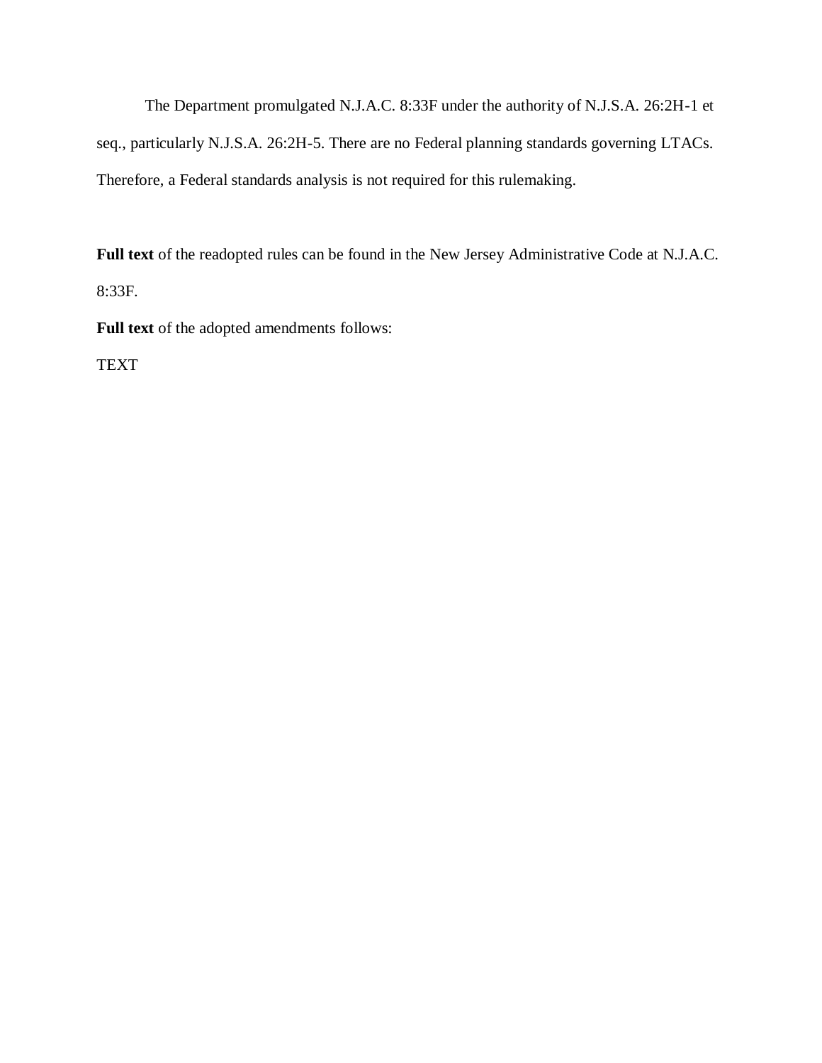The Department promulgated N.J.A.C. 8:33F under the authority of N.J.S.A. 26:2H-1 et seq., particularly N.J.S.A. 26:2H-5. There are no Federal planning standards governing LTACs. Therefore, a Federal standards analysis is not required for this rulemaking.

**Full text** of the readopted rules can be found in the New Jersey Administrative Code at N.J.A.C. 8:33F.

**Full text** of the adopted amendments follows:

TEXT